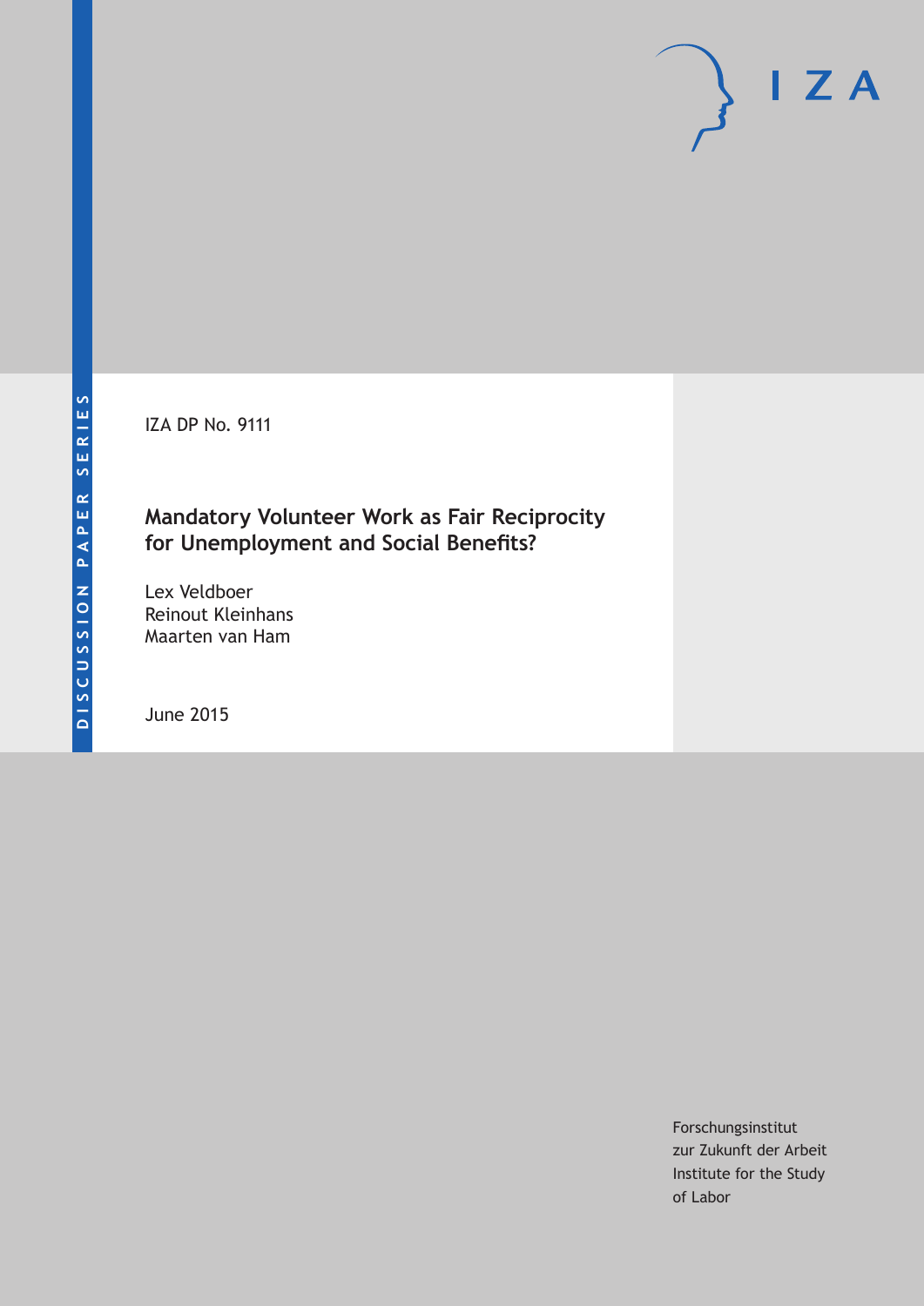IZA DP No. 9111

# Mandatory Volunteer Work as Fair Reciprocity for Unemployment and Social Benefits?

Lex Veldboer
Reinout Kleinhans
Maarten van Ham

June 2015

Forschungsinstitut
zur Zukunft der Arbeit
Institute for the Study
of Labor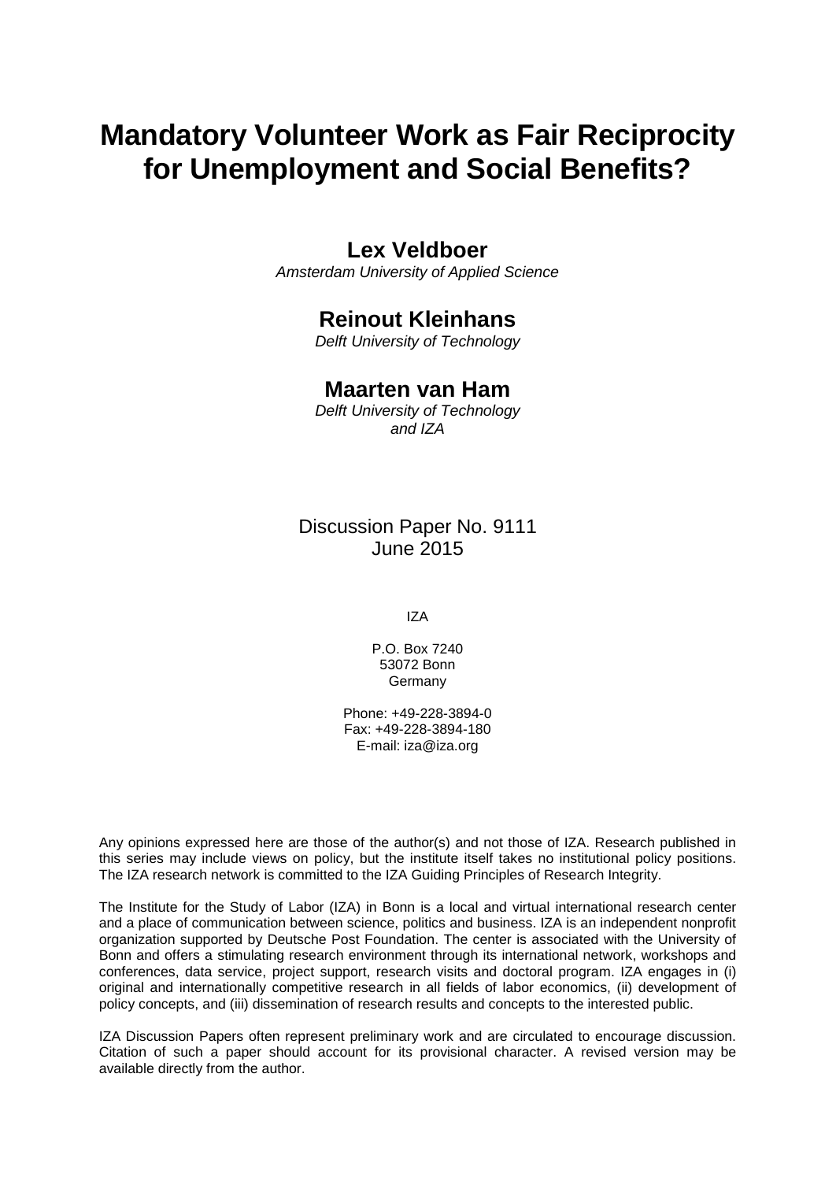# Mandatory Volunteer Work as Fair Reciprocity for Unemployment and Social Benefits?

## Lex Veldboer

*Amsterdam University of Applied Science*

## Reinout Kleinhans

*Delft University of Technology*

## Maarten van Ham

*Delft University of Technology and IZA*

Discussion Paper No. 9111
June 2015

IZA

P.O. Box 7240
53072 Bonn
Germany

Phone: +49-228-3894-0
Fax: +49-228-3894-180
E-mail: iza@iza.org

Any opinions expressed here are those of the author(s) and not those of IZA. Research published in this series may include views on policy, but the institute itself takes no institutional policy positions. The IZA research network is committed to the IZA Guiding Principles of Research Integrity.

The Institute for the Study of Labor (IZA) in Bonn is a local and virtual international research center and a place of communication between science, politics and business. IZA is an independent nonprofit organization supported by Deutsche Post Foundation. The center is associated with the University of Bonn and offers a stimulating research environment through its international network, workshops and conferences, data service, project support, research visits and doctoral program. IZA engages in (i) original and internationally competitive research in all fields of labor economics, (ii) development of policy concepts, and (iii) dissemination of research results and concepts to the interested public.

IZA Discussion Papers often represent preliminary work and are circulated to encourage discussion. Citation of such a paper should account for its provisional character. A revised version may be available directly from the author.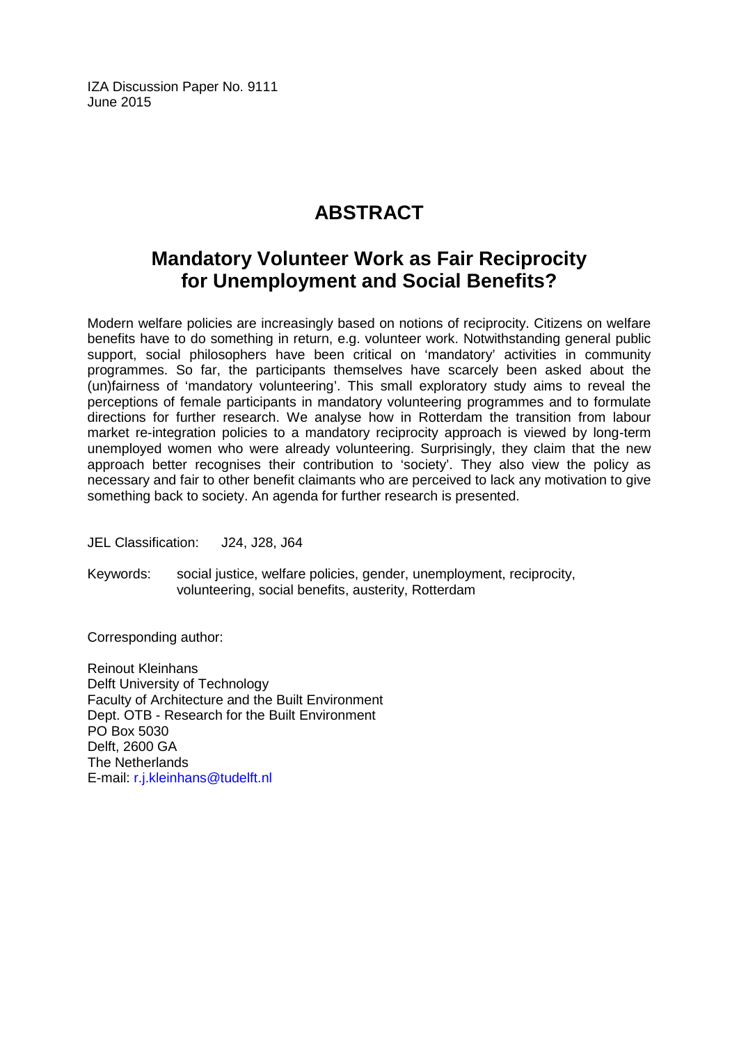IZA Discussion Paper No. 9111
June 2015

# ABSTRACT

## Mandatory Volunteer Work as Fair Reciprocity for Unemployment and Social Benefits?

Modern welfare policies are increasingly based on notions of reciprocity. Citizens on welfare benefits have to do something in return, e.g. volunteer work. Notwithstanding general public support, social philosophers have been critical on 'mandatory' activities in community programmes. So far, the participants themselves have scarcely been asked about the (un)fairness of 'mandatory volunteering'. This small exploratory study aims to reveal the perceptions of female participants in mandatory volunteering programmes and to formulate directions for further research. We analyse how in Rotterdam the transition from labour market re-integration policies to a mandatory reciprocity approach is viewed by long-term unemployed women who were already volunteering. Surprisingly, they claim that the new approach better recognises their contribution to 'society'. They also view the policy as necessary and fair to other benefit claimants who are perceived to lack any motivation to give something back to society. An agenda for further research is presented.

JEL Classification: J24, J28, J64

Keywords: social justice, welfare policies, gender, unemployment, reciprocity, volunteering, social benefits, austerity, Rotterdam

Corresponding author:

Reinout Kleinhans
Delft University of Technology
Faculty of Architecture and the Built Environment
Dept. OTB - Research for the Built Environment
PO Box 5030
Delft, 2600 GA
The Netherlands
E-mail: r.j.kleinhans@tudelft.nl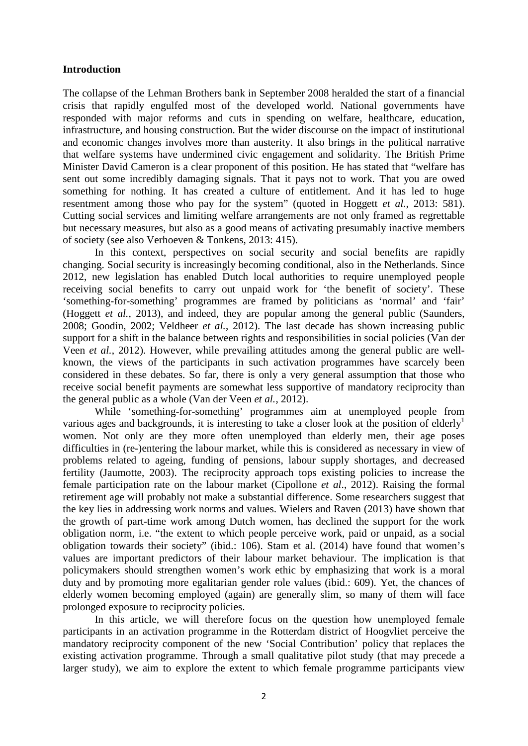**Introduction**

The collapse of the Lehman Brothers bank in September 2008 heralded the start of a financial crisis that rapidly engulfed most of the developed world. National governments have responded with major reforms and cuts in spending on welfare, healthcare, education, infrastructure, and housing construction. But the wider discourse on the impact of institutional and economic changes involves more than austerity. It also brings in the political narrative that welfare systems have undermined civic engagement and solidarity. The British Prime Minister David Cameron is a clear proponent of this position. He has stated that "welfare has sent out some incredibly damaging signals. That it pays not to work. That you are owed something for nothing. It has created a culture of entitlement. And it has led to huge resentment among those who pay for the system" (quoted in Hoggett *et al.*, 2013: 581). Cutting social services and limiting welfare arrangements are not only framed as regrettable but necessary measures, but also as a good means of activating presumably inactive members of society (see also Verhoeven & Tonkens, 2013: 415).

In this context, perspectives on social security and social benefits are rapidly changing. Social security is increasingly becoming conditional, also in the Netherlands. Since 2012, new legislation has enabled Dutch local authorities to require unemployed people receiving social benefits to carry out unpaid work for 'the benefit of society'. These 'something-for-something' programmes are framed by politicians as 'normal' and 'fair' (Hoggett *et al.*, 2013), and indeed, they are popular among the general public (Saunders, 2008; Goodin, 2002; Veldheer *et al.*, 2012). The last decade has shown increasing public support for a shift in the balance between rights and responsibilities in social policies (Van der Veen *et al.*, 2012). However, while prevailing attitudes among the general public are well-known, the views of the participants in such activation programmes have scarcely been considered in these debates. So far, there is only a very general assumption that those who receive social benefit payments are somewhat less supportive of mandatory reciprocity than the general public as a whole (Van der Veen *et al.*, 2012).

While 'something-for-something' programmes aim at unemployed people from various ages and backgrounds, it is interesting to take a closer look at the position of elderly[1] women. Not only are they more often unemployed than elderly men, their age poses difficulties in (re-)entering the labour market, while this is considered as necessary in view of problems related to ageing, funding of pensions, labour supply shortages, and decreased fertility (Jaumotte, 2003). The reciprocity approach tops existing policies to increase the female participation rate on the labour market (Cipollone *et al*., 2012). Raising the formal retirement age will probably not make a substantial difference. Some researchers suggest that the key lies in addressing work norms and values. Wielers and Raven (2013) have shown that the growth of part-time work among Dutch women, has declined the support for the work obligation norm, i.e. "the extent to which people perceive work, paid or unpaid, as a social obligation towards their society" (ibid.: 106). Stam et al. (2014) have found that women's values are important predictors of their labour market behaviour. The implication is that policymakers should strengthen women's work ethic by emphasizing that work is a moral duty and by promoting more egalitarian gender role values (ibid.: 609). Yet, the chances of elderly women becoming employed (again) are generally slim, so many of them will face prolonged exposure to reciprocity policies.

In this article, we will therefore focus on the question how unemployed female participants in an activation programme in the Rotterdam district of Hoogvliet perceive the mandatory reciprocity component of the new 'Social Contribution' policy that replaces the existing activation programme. Through a small qualitative pilot study (that may precede a larger study), we aim to explore the extent to which female programme participants view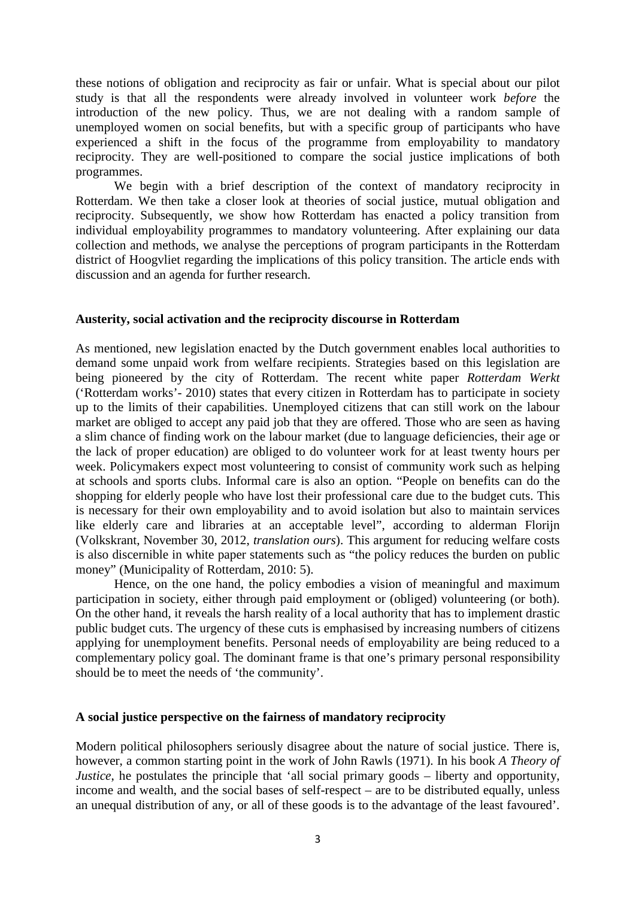these notions of obligation and reciprocity as fair or unfair. What is special about our pilot study is that all the respondents were already involved in volunteer work *before* the introduction of the new policy. Thus, we are not dealing with a random sample of unemployed women on social benefits, but with a specific group of participants who have experienced a shift in the focus of the programme from employability to mandatory reciprocity. They are well-positioned to compare the social justice implications of both programmes.

We begin with a brief description of the context of mandatory reciprocity in Rotterdam. We then take a closer look at theories of social justice, mutual obligation and reciprocity. Subsequently, we show how Rotterdam has enacted a policy transition from individual employability programmes to mandatory volunteering. After explaining our data collection and methods, we analyse the perceptions of program participants in the Rotterdam district of Hoogvliet regarding the implications of this policy transition. The article ends with discussion and an agenda for further research.

## Austerity, social activation and the reciprocity discourse in Rotterdam

As mentioned, new legislation enacted by the Dutch government enables local authorities to demand some unpaid work from welfare recipients. Strategies based on this legislation are being pioneered by the city of Rotterdam. The recent white paper *Rotterdam Werkt* ('Rotterdam works'- 2010) states that every citizen in Rotterdam has to participate in society up to the limits of their capabilities. Unemployed citizens that can still work on the labour market are obliged to accept any paid job that they are offered. Those who are seen as having a slim chance of finding work on the labour market (due to language deficiencies, their age or the lack of proper education) are obliged to do volunteer work for at least twenty hours per week. Policymakers expect most volunteering to consist of community work such as helping at schools and sports clubs. Informal care is also an option. "People on benefits can do the shopping for elderly people who have lost their professional care due to the budget cuts. This is necessary for their own employability and to avoid isolation but also to maintain services like elderly care and libraries at an acceptable level", according to alderman Florijn (Volkskrant, November 30, 2012, *translation ours*). This argument for reducing welfare costs is also discernible in white paper statements such as "the policy reduces the burden on public money" (Municipality of Rotterdam, 2010: 5).

Hence, on the one hand, the policy embodies a vision of meaningful and maximum participation in society, either through paid employment or (obliged) volunteering (or both). On the other hand, it reveals the harsh reality of a local authority that has to implement drastic public budget cuts. The urgency of these cuts is emphasised by increasing numbers of citizens applying for unemployment benefits. Personal needs of employability are being reduced to a complementary policy goal. The dominant frame is that one's primary personal responsibility should be to meet the needs of 'the community'.

## A social justice perspective on the fairness of mandatory reciprocity

Modern political philosophers seriously disagree about the nature of social justice. There is, however, a common starting point in the work of John Rawls (1971). In his book *A Theory of Justice*, he postulates the principle that 'all social primary goods – liberty and opportunity, income and wealth, and the social bases of self-respect – are to be distributed equally, unless an unequal distribution of any, or all of these goods is to the advantage of the least favoured'.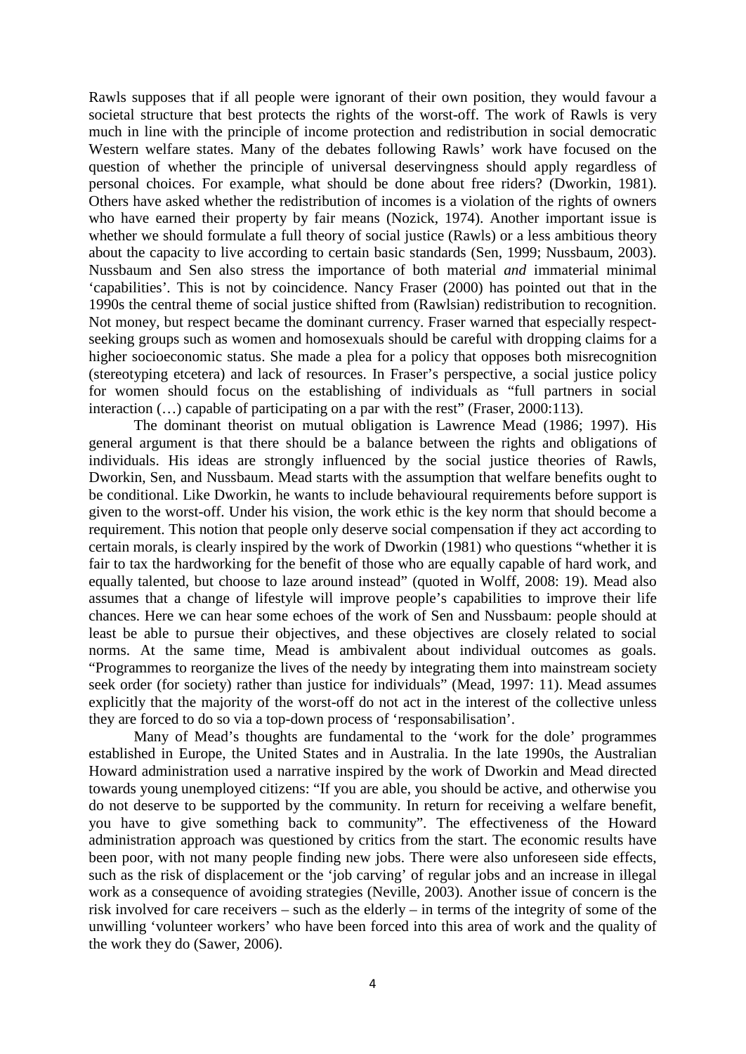Rawls supposes that if all people were ignorant of their own position, they would favour a societal structure that best protects the rights of the worst-off. The work of Rawls is very much in line with the principle of income protection and redistribution in social democratic Western welfare states. Many of the debates following Rawls' work have focused on the question of whether the principle of universal deservingness should apply regardless of personal choices. For example, what should be done about free riders? (Dworkin, 1981). Others have asked whether the redistribution of incomes is a violation of the rights of owners who have earned their property by fair means (Nozick, 1974). Another important issue is whether we should formulate a full theory of social justice (Rawls) or a less ambitious theory about the capacity to live according to certain basic standards (Sen, 1999; Nussbaum, 2003). Nussbaum and Sen also stress the importance of both material *and* immaterial minimal 'capabilities'. This is not by coincidence. Nancy Fraser (2000) has pointed out that in the 1990s the central theme of social justice shifted from (Rawlsian) redistribution to recognition. Not money, but respect became the dominant currency. Fraser warned that especially respect-seeking groups such as women and homosexuals should be careful with dropping claims for a higher socioeconomic status. She made a plea for a policy that opposes both misrecognition (stereotyping etcetera) and lack of resources. In Fraser's perspective, a social justice policy for women should focus on the establishing of individuals as "full partners in social interaction (…) capable of participating on a par with the rest" (Fraser, 2000:113).

The dominant theorist on mutual obligation is Lawrence Mead (1986; 1997). His general argument is that there should be a balance between the rights and obligations of individuals. His ideas are strongly influenced by the social justice theories of Rawls, Dworkin, Sen, and Nussbaum. Mead starts with the assumption that welfare benefits ought to be conditional. Like Dworkin, he wants to include behavioural requirements before support is given to the worst-off. Under his vision, the work ethic is the key norm that should become a requirement. This notion that people only deserve social compensation if they act according to certain morals, is clearly inspired by the work of Dworkin (1981) who questions "whether it is fair to tax the hardworking for the benefit of those who are equally capable of hard work, and equally talented, but choose to laze around instead" (quoted in Wolff, 2008: 19). Mead also assumes that a change of lifestyle will improve people's capabilities to improve their life chances. Here we can hear some echoes of the work of Sen and Nussbaum: people should at least be able to pursue their objectives, and these objectives are closely related to social norms. At the same time, Mead is ambivalent about individual outcomes as goals. "Programmes to reorganize the lives of the needy by integrating them into mainstream society seek order (for society) rather than justice for individuals" (Mead, 1997: 11). Mead assumes explicitly that the majority of the worst-off do not act in the interest of the collective unless they are forced to do so via a top-down process of 'responsabilisation'.

Many of Mead's thoughts are fundamental to the 'work for the dole' programmes established in Europe, the United States and in Australia. In the late 1990s, the Australian Howard administration used a narrative inspired by the work of Dworkin and Mead directed towards young unemployed citizens: "If you are able, you should be active, and otherwise you do not deserve to be supported by the community. In return for receiving a welfare benefit, you have to give something back to community". The effectiveness of the Howard administration approach was questioned by critics from the start. The economic results have been poor, with not many people finding new jobs. There were also unforeseen side effects, such as the risk of displacement or the 'job carving' of regular jobs and an increase in illegal work as a consequence of avoiding strategies (Neville, 2003). Another issue of concern is the risk involved for care receivers – such as the elderly – in terms of the integrity of some of the unwilling 'volunteer workers' who have been forced into this area of work and the quality of the work they do (Sawer, 2006).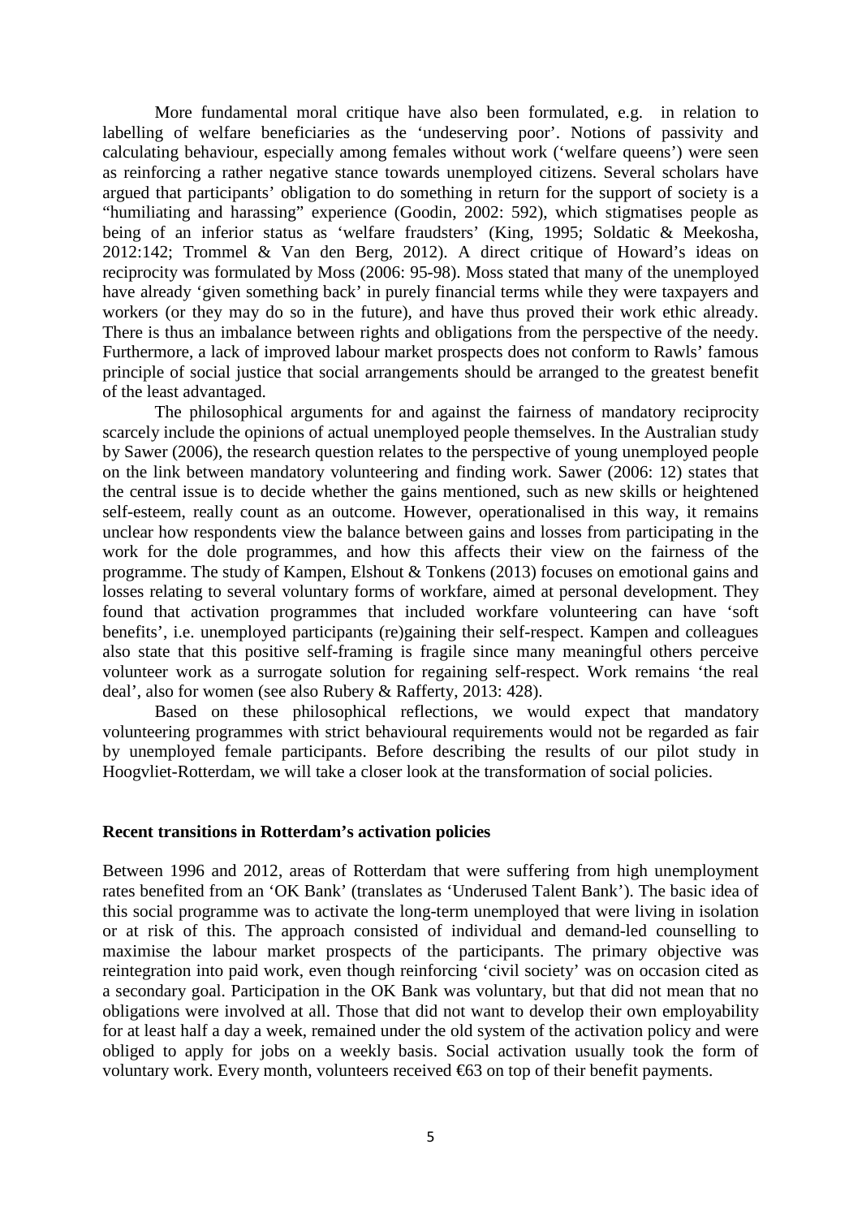More fundamental moral critique have also been formulated, e.g. in relation to labelling of welfare beneficiaries as the 'undeserving poor'. Notions of passivity and calculating behaviour, especially among females without work ('welfare queens') were seen as reinforcing a rather negative stance towards unemployed citizens. Several scholars have argued that participants' obligation to do something in return for the support of society is a "humiliating and harassing" experience (Goodin, 2002: 592), which stigmatises people as being of an inferior status as 'welfare fraudsters' (King, 1995; Soldatic & Meekosha, 2012:142; Trommel & Van den Berg, 2012). A direct critique of Howard's ideas on reciprocity was formulated by Moss (2006: 95-98). Moss stated that many of the unemployed have already 'given something back' in purely financial terms while they were taxpayers and workers (or they may do so in the future), and have thus proved their work ethic already. There is thus an imbalance between rights and obligations from the perspective of the needy. Furthermore, a lack of improved labour market prospects does not conform to Rawls' famous principle of social justice that social arrangements should be arranged to the greatest benefit of the least advantaged.

The philosophical arguments for and against the fairness of mandatory reciprocity scarcely include the opinions of actual unemployed people themselves. In the Australian study by Sawer (2006), the research question relates to the perspective of young unemployed people on the link between mandatory volunteering and finding work. Sawer (2006: 12) states that the central issue is to decide whether the gains mentioned, such as new skills or heightened self-esteem, really count as an outcome. However, operationalised in this way, it remains unclear how respondents view the balance between gains and losses from participating in the work for the dole programmes, and how this affects their view on the fairness of the programme. The study of Kampen, Elshout & Tonkens (2013) focuses on emotional gains and losses relating to several voluntary forms of workfare, aimed at personal development. They found that activation programmes that included workfare volunteering can have 'soft benefits', i.e. unemployed participants (re)gaining their self-respect. Kampen and colleagues also state that this positive self-framing is fragile since many meaningful others perceive volunteer work as a surrogate solution for regaining self-respect. Work remains 'the real deal', also for women (see also Rubery & Rafferty, 2013: 428).

Based on these philosophical reflections, we would expect that mandatory volunteering programmes with strict behavioural requirements would not be regarded as fair by unemployed female participants. Before describing the results of our pilot study in Hoogvliet-Rotterdam, we will take a closer look at the transformation of social policies.

## Recent transitions in Rotterdam's activation policies

Between 1996 and 2012, areas of Rotterdam that were suffering from high unemployment rates benefited from an 'OK Bank' (translates as 'Underused Talent Bank'). The basic idea of this social programme was to activate the long-term unemployed that were living in isolation or at risk of this. The approach consisted of individual and demand-led counselling to maximise the labour market prospects of the participants. The primary objective was reintegration into paid work, even though reinforcing 'civil society' was on occasion cited as a secondary goal. Participation in the OK Bank was voluntary, but that did not mean that no obligations were involved at all. Those that did not want to develop their own employability for at least half a day a week, remained under the old system of the activation policy and were obliged to apply for jobs on a weekly basis. Social activation usually took the form of voluntary work. Every month, volunteers received €63 on top of their benefit payments.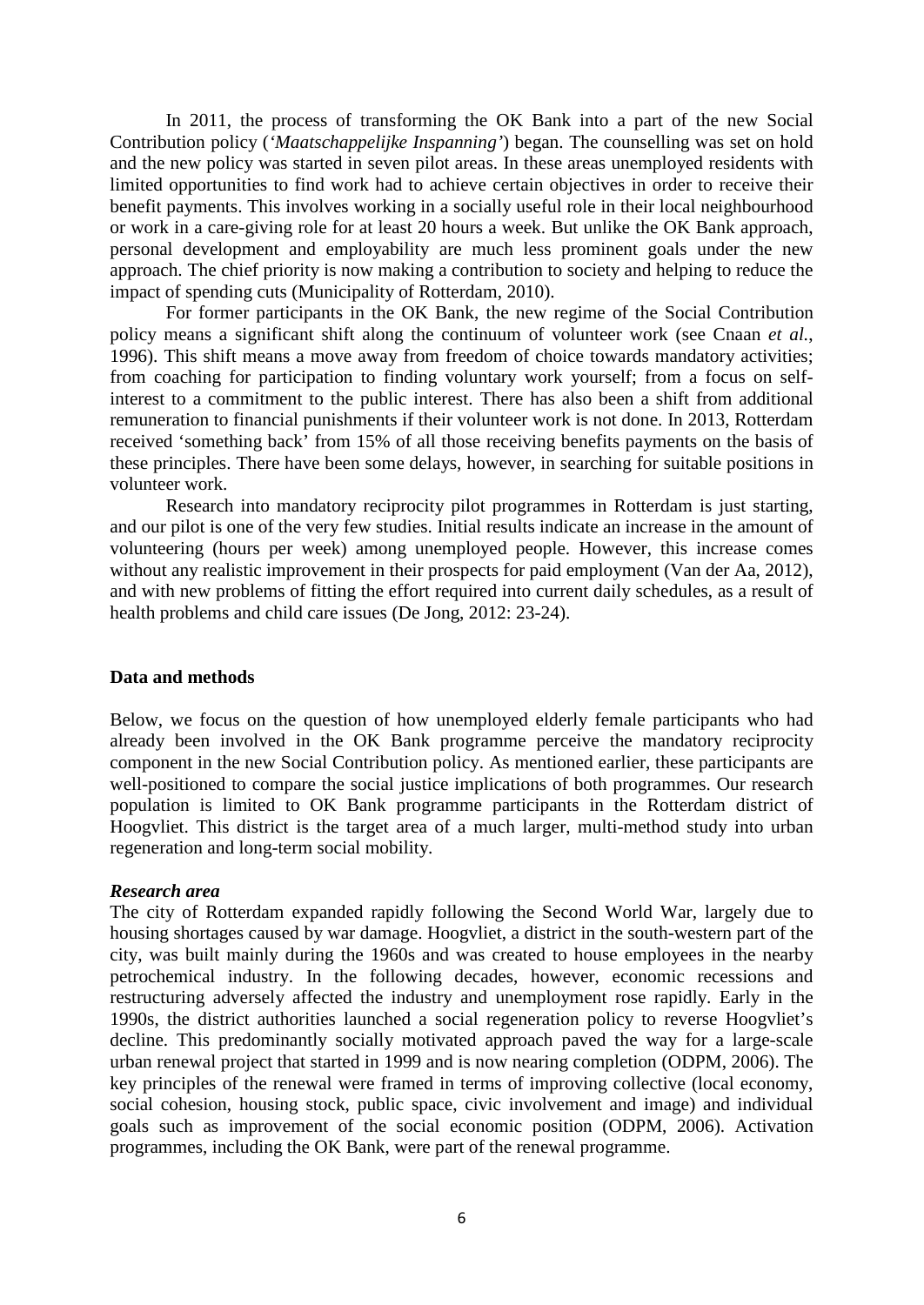In 2011, the process of transforming the OK Bank into a part of the new Social Contribution policy (*'Maatschappelijke Inspanning'*) began. The counselling was set on hold and the new policy was started in seven pilot areas. In these areas unemployed residents with limited opportunities to find work had to achieve certain objectives in order to receive their benefit payments. This involves working in a socially useful role in their local neighbourhood or work in a care-giving role for at least 20 hours a week. But unlike the OK Bank approach, personal development and employability are much less prominent goals under the new approach. The chief priority is now making a contribution to society and helping to reduce the impact of spending cuts (Municipality of Rotterdam, 2010).

For former participants in the OK Bank, the new regime of the Social Contribution policy means a significant shift along the continuum of volunteer work (see Cnaan *et al.*, 1996). This shift means a move away from freedom of choice towards mandatory activities; from coaching for participation to finding voluntary work yourself; from a focus on self-interest to a commitment to the public interest. There has also been a shift from additional remuneration to financial punishments if their volunteer work is not done. In 2013, Rotterdam received 'something back' from 15% of all those receiving benefits payments on the basis of these principles. There have been some delays, however, in searching for suitable positions in volunteer work.

Research into mandatory reciprocity pilot programmes in Rotterdam is just starting, and our pilot is one of the very few studies. Initial results indicate an increase in the amount of volunteering (hours per week) among unemployed people. However, this increase comes without any realistic improvement in their prospects for paid employment (Van der Aa, 2012), and with new problems of fitting the effort required into current daily schedules, as a result of health problems and child care issues (De Jong, 2012: 23-24).

## Data and methods

Below, we focus on the question of how unemployed elderly female participants who had already been involved in the OK Bank programme perceive the mandatory reciprocity component in the new Social Contribution policy. As mentioned earlier, these participants are well-positioned to compare the social justice implications of both programmes. Our research population is limited to OK Bank programme participants in the Rotterdam district of Hoogvliet. This district is the target area of a much larger, multi-method study into urban regeneration and long-term social mobility.

### *Research area*

The city of Rotterdam expanded rapidly following the Second World War, largely due to housing shortages caused by war damage. Hoogvliet, a district in the south-western part of the city, was built mainly during the 1960s and was created to house employees in the nearby petrochemical industry. In the following decades, however, economic recessions and restructuring adversely affected the industry and unemployment rose rapidly. Early in the 1990s, the district authorities launched a social regeneration policy to reverse Hoogvliet's decline. This predominantly socially motivated approach paved the way for a large-scale urban renewal project that started in 1999 and is now nearing completion (ODPM, 2006). The key principles of the renewal were framed in terms of improving collective (local economy, social cohesion, housing stock, public space, civic involvement and image) and individual goals such as improvement of the social economic position (ODPM, 2006). Activation programmes, including the OK Bank, were part of the renewal programme.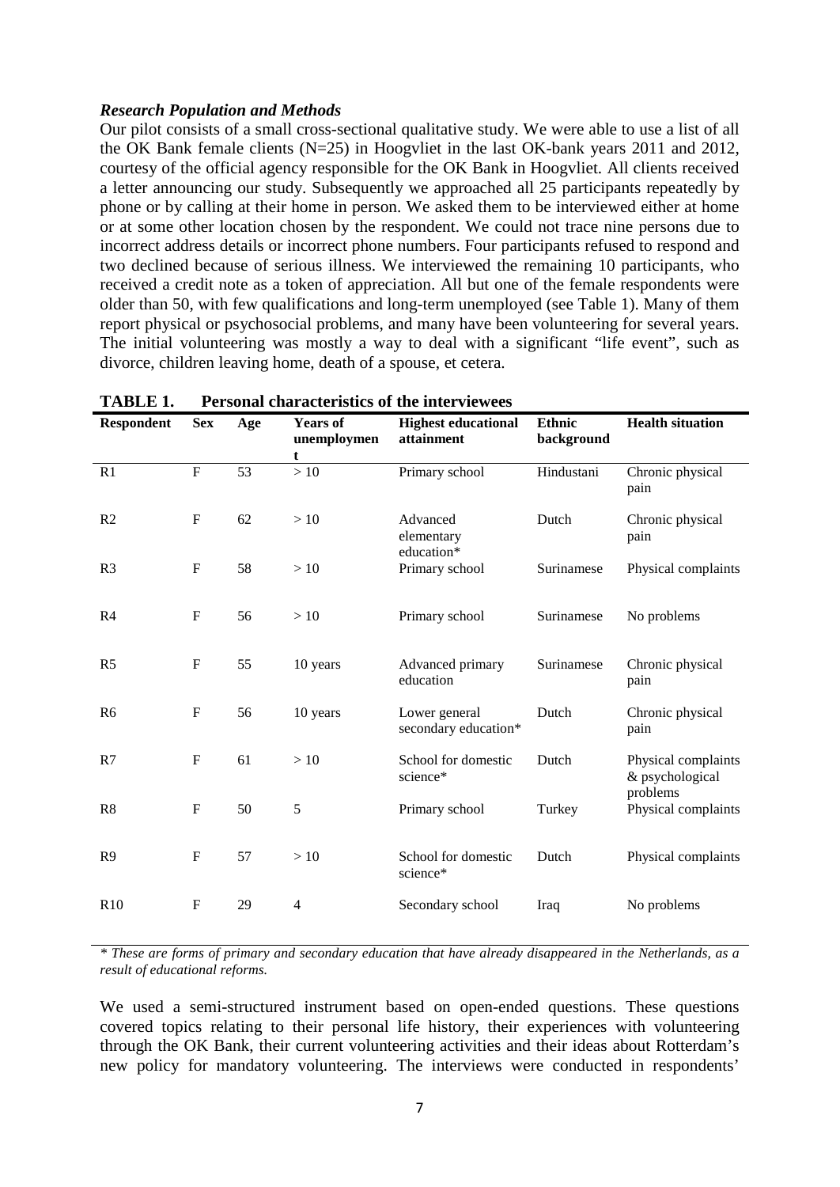### *Research Population and Methods*

Our pilot consists of a small cross-sectional qualitative study. We were able to use a list of all the OK Bank female clients (N=25) in Hoogvliet in the last OK-bank years 2011 and 2012, courtesy of the official agency responsible for the OK Bank in Hoogvliet. All clients received a letter announcing our study. Subsequently we approached all 25 participants repeatedly by phone or by calling at their home in person. We asked them to be interviewed either at home or at some other location chosen by the respondent. We could not trace nine persons due to incorrect address details or incorrect phone numbers. Four participants refused to respond and two declined because of serious illness. We interviewed the remaining 10 participants, who received a credit note as a token of appreciation. All but one of the female respondents were older than 50, with few qualifications and long-term unemployed (see Table 1). Many of them report physical or psychosocial problems, and many have been volunteering for several years. The initial volunteering was mostly a way to deal with a significant "life event", such as divorce, children leaving home, death of a spouse, et cetera.

**TABLE 1. Personal characteristics of the interviewees**

| Respondent | Sex | Age | Years of unemployment | Highest educational attainment | Ethnic background | Health situation |
|---|---|---|---|---|---|---|
| R1 | F | 53 | > 10 | Primary school | Hindustani | Chronic physical pain |
| R2 | F | 62 | > 10 | Advanced elementary education* | Dutch | Chronic physical pain |
| R3 | F | 58 | > 10 | Primary school | Surinamese | Physical complaints |
| R4 | F | 56 | > 10 | Primary school | Surinamese | No problems |
| R5 | F | 55 | 10 years | Advanced primary education | Surinamese | Chronic physical pain |
| R6 | F | 56 | 10 years | Lower general secondary education* | Dutch | Chronic physical pain |
| R7 | F | 61 | > 10 | School for domestic science* | Dutch | Physical complaints & psychological problems |
| R8 | F | 50 | 5 | Primary school | Turkey | Physical complaints |
| R9 | F | 57 | > 10 | School for domestic science* | Dutch | Physical complaints |
| R10 | F | 29 | 4 | Secondary school | Iraq | No problems |

*\* These are forms of primary and secondary education that have already disappeared in the Netherlands, as a result of educational reforms.*

We used a semi-structured instrument based on open-ended questions. These questions covered topics relating to their personal life history, their experiences with volunteering through the OK Bank, their current volunteering activities and their ideas about Rotterdam's new policy for mandatory volunteering. The interviews were conducted in respondents'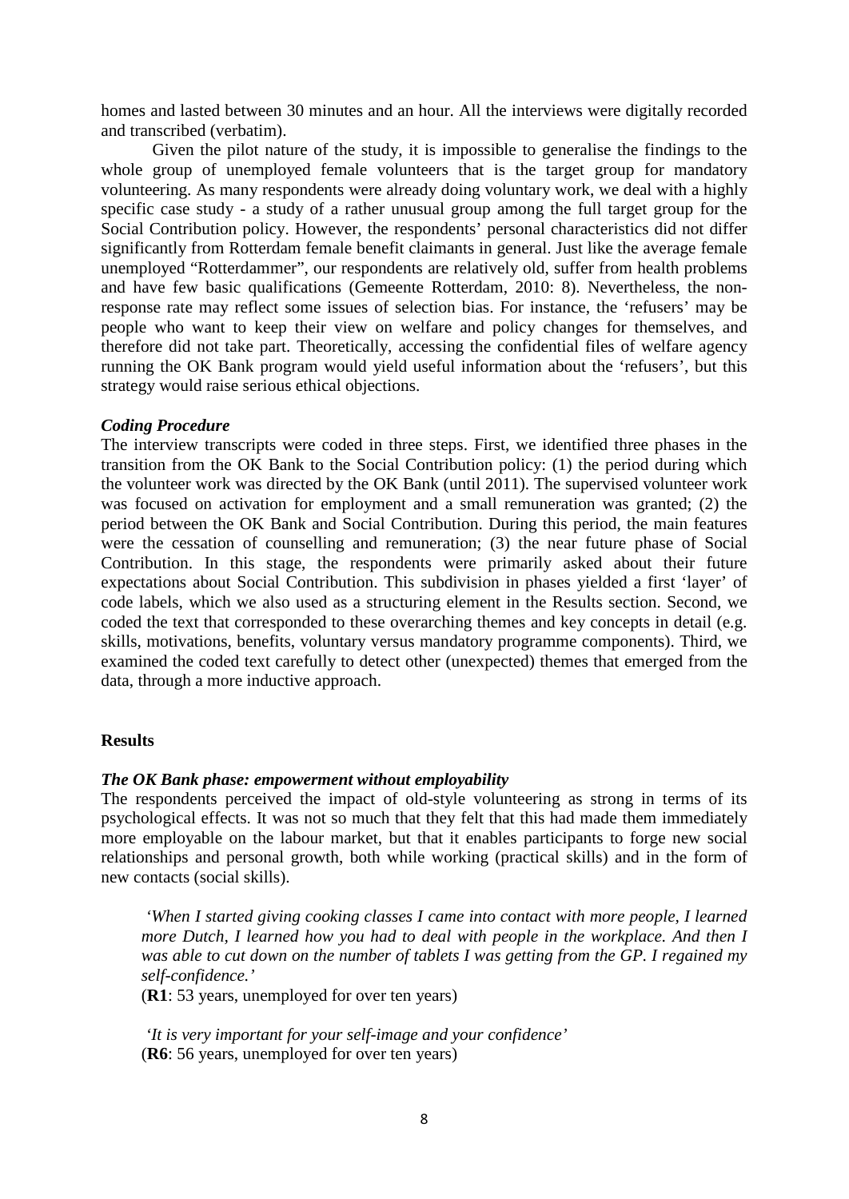homes and lasted between 30 minutes and an hour. All the interviews were digitally recorded and transcribed (verbatim).

Given the pilot nature of the study, it is impossible to generalise the findings to the whole group of unemployed female volunteers that is the target group for mandatory volunteering. As many respondents were already doing voluntary work, we deal with a highly specific case study - a study of a rather unusual group among the full target group for the Social Contribution policy. However, the respondents' personal characteristics did not differ significantly from Rotterdam female benefit claimants in general. Just like the average female unemployed "Rotterdammer", our respondents are relatively old, suffer from health problems and have few basic qualifications (Gemeente Rotterdam, 2010: 8). Nevertheless, the non-response rate may reflect some issues of selection bias. For instance, the 'refusers' may be people who want to keep their view on welfare and policy changes for themselves, and therefore did not take part. Theoretically, accessing the confidential files of welfare agency running the OK Bank program would yield useful information about the 'refusers', but this strategy would raise serious ethical objections.

***Coding Procedure***

The interview transcripts were coded in three steps. First, we identified three phases in the transition from the OK Bank to the Social Contribution policy: (1) the period during which the volunteer work was directed by the OK Bank (until 2011). The supervised volunteer work was focused on activation for employment and a small remuneration was granted; (2) the period between the OK Bank and Social Contribution. During this period, the main features were the cessation of counselling and remuneration; (3) the near future phase of Social Contribution. In this stage, the respondents were primarily asked about their future expectations about Social Contribution. This subdivision in phases yielded a first 'layer' of code labels, which we also used as a structuring element in the Results section. Second, we coded the text that corresponded to these overarching themes and key concepts in detail (e.g. skills, motivations, benefits, voluntary versus mandatory programme components). Third, we examined the coded text carefully to detect other (unexpected) themes that emerged from the data, through a more inductive approach.

**Results**

***The OK Bank phase: empowerment without employability***

The respondents perceived the impact of old-style volunteering as strong in terms of its psychological effects. It was not so much that they felt that this had made them immediately more employable on the labour market, but that it enables participants to forge new social relationships and personal growth, both while working (practical skills) and in the form of new contacts (social skills).

> *'When I started giving cooking classes I came into contact with more people, I learned more Dutch, I learned how you had to deal with people in the workplace. And then I was able to cut down on the number of tablets I was getting from the GP. I regained my self-confidence.'*
>
> (**R1**: 53 years, unemployed for over ten years)

> *'It is very important for your self-image and your confidence'*
>
> (**R6**: 56 years, unemployed for over ten years)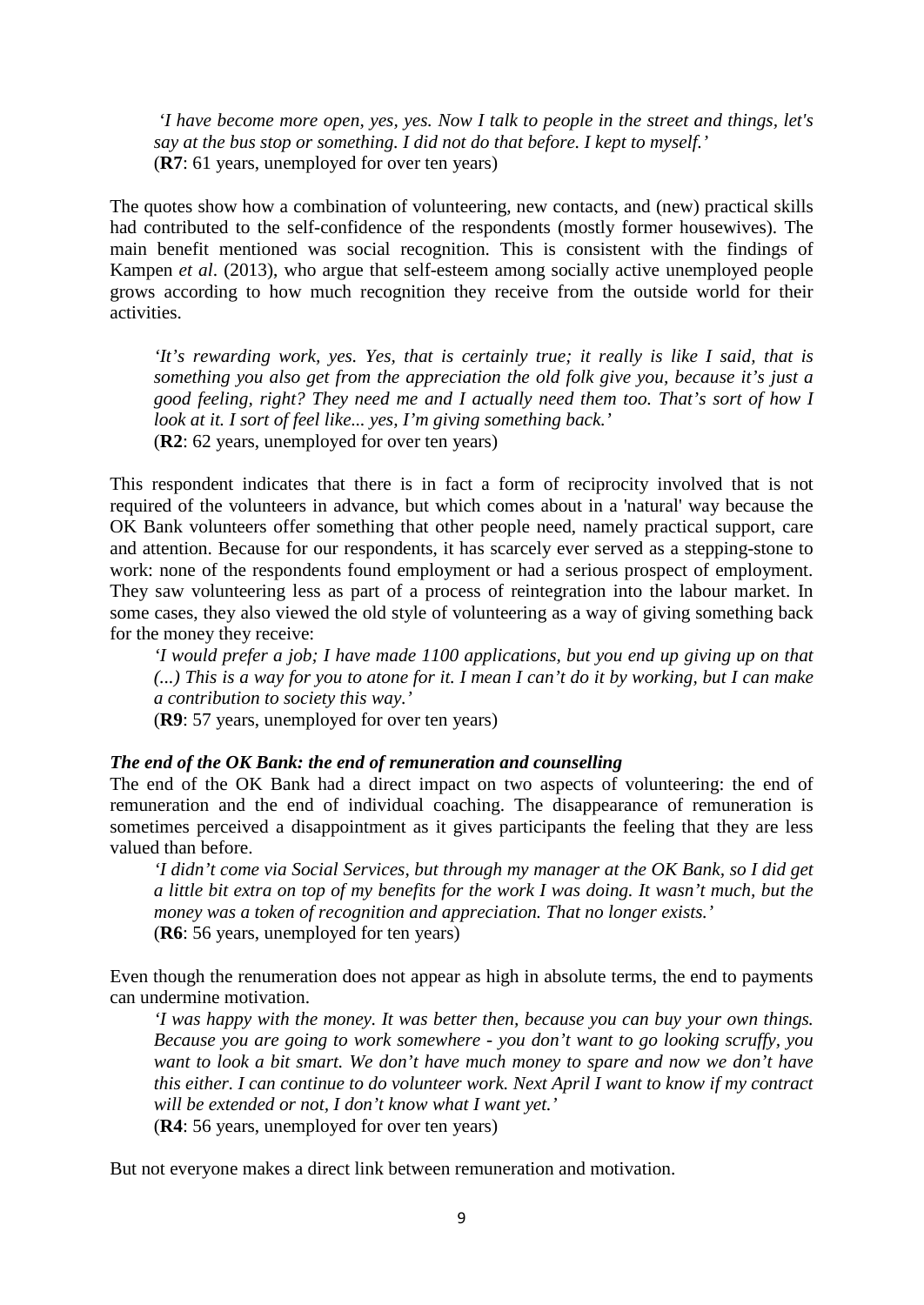*'I have become more open, yes, yes. Now I talk to people in the street and things, let's say at the bus stop or something. I did not do that before. I kept to myself.'*
(**R7**: 61 years, unemployed for over ten years)

The quotes show how a combination of volunteering, new contacts, and (new) practical skills had contributed to the self-confidence of the respondents (mostly former housewives). The main benefit mentioned was social recognition. This is consistent with the findings of Kampen *et al*. (2013), who argue that self-esteem among socially active unemployed people grows according to how much recognition they receive from the outside world for their activities.

*'It's rewarding work, yes. Yes, that is certainly true; it really is like I said, that is something you also get from the appreciation the old folk give you, because it's just a good feeling, right? They need me and I actually need them too. That's sort of how I look at it. I sort of feel like... yes, I'm giving something back.'*
(**R2**: 62 years, unemployed for over ten years)

This respondent indicates that there is in fact a form of reciprocity involved that is not required of the volunteers in advance, but which comes about in a 'natural' way because the OK Bank volunteers offer something that other people need, namely practical support, care and attention. Because for our respondents, it has scarcely ever served as a stepping-stone to work: none of the respondents found employment or had a serious prospect of employment. They saw volunteering less as part of a process of reintegration into the labour market. In some cases, they also viewed the old style of volunteering as a way of giving something back for the money they receive:

*'I would prefer a job; I have made 1100 applications, but you end up giving up on that (...) This is a way for you to atone for it. I mean I can't do it by working, but I can make a contribution to society this way.'*
(**R9**: 57 years, unemployed for over ten years)

***The end of the OK Bank: the end of remuneration and counselling***

The end of the OK Bank had a direct impact on two aspects of volunteering: the end of remuneration and the end of individual coaching. The disappearance of remuneration is sometimes perceived a disappointment as it gives participants the feeling that they are less valued than before.

*'I didn't come via Social Services, but through my manager at the OK Bank, so I did get a little bit extra on top of my benefits for the work I was doing. It wasn't much, but the money was a token of recognition and appreciation. That no longer exists.'*
(**R6**: 56 years, unemployed for ten years)

Even though the renumeration does not appear as high in absolute terms, the end to payments can undermine motivation.

*'I was happy with the money. It was better then, because you can buy your own things. Because you are going to work somewhere - you don't want to go looking scruffy, you want to look a bit smart. We don't have much money to spare and now we don't have this either. I can continue to do volunteer work. Next April I want to know if my contract will be extended or not, I don't know what I want yet.'*
(**R4**: 56 years, unemployed for over ten years)

But not everyone makes a direct link between remuneration and motivation.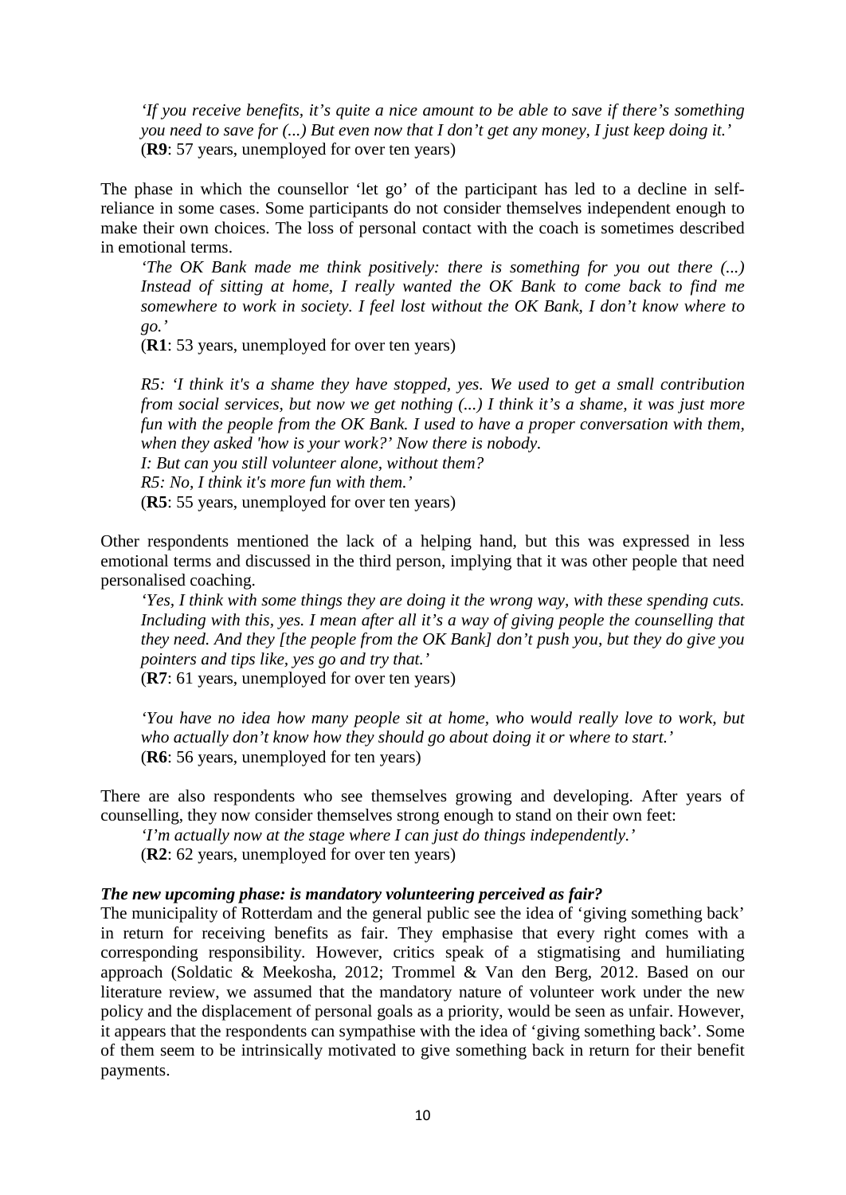*'If you receive benefits, it's quite a nice amount to be able to save if there's something you need to save for (...) But even now that I don't get any money, I just keep doing it.'*
(**R9**: 57 years, unemployed for over ten years)

The phase in which the counsellor 'let go' of the participant has led to a decline in self-reliance in some cases. Some participants do not consider themselves independent enough to make their own choices. The loss of personal contact with the coach is sometimes described in emotional terms.

*'The OK Bank made me think positively: there is something for you out there (...) Instead of sitting at home, I really wanted the OK Bank to come back to find me somewhere to work in society. I feel lost without the OK Bank, I don't know where to go.'*
(**R1**: 53 years, unemployed for over ten years)

*R5: 'I think it's a shame they have stopped, yes. We used to get a small contribution from social services, but now we get nothing (...) I think it's a shame, it was just more fun with the people from the OK Bank. I used to have a proper conversation with them, when they asked 'how is your work?' Now there is nobody.*
*I: But can you still volunteer alone, without them?*
*R5: No, I think it's more fun with them.'*
(**R5**: 55 years, unemployed for over ten years)

Other respondents mentioned the lack of a helping hand, but this was expressed in less emotional terms and discussed in the third person, implying that it was other people that need personalised coaching.

*'Yes, I think with some things they are doing it the wrong way, with these spending cuts. Including with this, yes. I mean after all it's a way of giving people the counselling that they need. And they [the people from the OK Bank] don't push you, but they do give you pointers and tips like, yes go and try that.'*
(**R7**: 61 years, unemployed for over ten years)

*'You have no idea how many people sit at home, who would really love to work, but who actually don't know how they should go about doing it or where to start.'*
(**R6**: 56 years, unemployed for ten years)

There are also respondents who see themselves growing and developing. After years of counselling, they now consider themselves strong enough to stand on their own feet:

*'I'm actually now at the stage where I can just do things independently.'*
(**R2**: 62 years, unemployed for over ten years)

***The new upcoming phase: is mandatory volunteering perceived as fair?***

The municipality of Rotterdam and the general public see the idea of 'giving something back' in return for receiving benefits as fair. They emphasise that every right comes with a corresponding responsibility. However, critics speak of a stigmatising and humiliating approach (Soldatic & Meekosha, 2012; Trommel & Van den Berg, 2012. Based on our literature review, we assumed that the mandatory nature of volunteer work under the new policy and the displacement of personal goals as a priority, would be seen as unfair. However, it appears that the respondents can sympathise with the idea of 'giving something back'. Some of them seem to be intrinsically motivated to give something back in return for their benefit payments.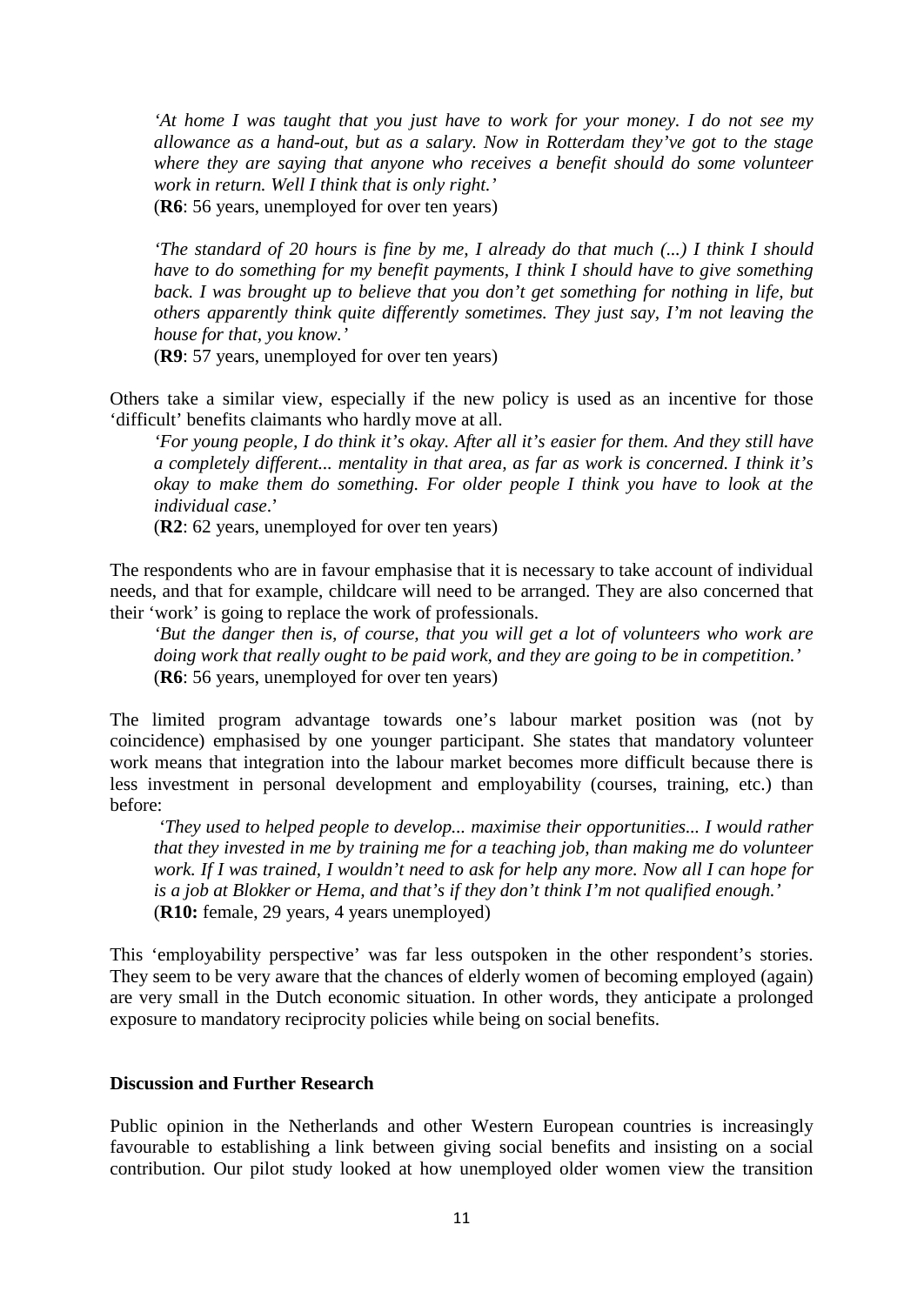*'At home I was taught that you just have to work for your money. I do not see my allowance as a hand-out, but as a salary. Now in Rotterdam they've got to the stage where they are saying that anyone who receives a benefit should do some volunteer work in return. Well I think that is only right.'*
(**R6**: 56 years, unemployed for over ten years)

*'The standard of 20 hours is fine by me, I already do that much (...) I think I should have to do something for my benefit payments, I think I should have to give something back. I was brought up to believe that you don't get something for nothing in life, but others apparently think quite differently sometimes. They just say, I'm not leaving the house for that, you know.'*
(**R9**: 57 years, unemployed for over ten years)

Others take a similar view, especially if the new policy is used as an incentive for those 'difficult' benefits claimants who hardly move at all.

*'For young people, I do think it's okay. After all it's easier for them. And they still have a completely different... mentality in that area, as far as work is concerned. I think it's okay to make them do something. For older people I think you have to look at the individual case.'*
(**R2**: 62 years, unemployed for over ten years)

The respondents who are in favour emphasise that it is necessary to take account of individual needs, and that for example, childcare will need to be arranged. They are also concerned that their 'work' is going to replace the work of professionals.

*'But the danger then is, of course, that you will get a lot of volunteers who work are doing work that really ought to be paid work, and they are going to be in competition.'*
(**R6**: 56 years, unemployed for over ten years)

The limited program advantage towards one's labour market position was (not by coincidence) emphasised by one younger participant. She states that mandatory volunteer work means that integration into the labour market becomes more difficult because there is less investment in personal development and employability (courses, training, etc.) than before:

*'They used to helped people to develop... maximise their opportunities... I would rather that they invested in me by training me for a teaching job, than making me do volunteer work. If I was trained, I wouldn't need to ask for help any more. Now all I can hope for is a job at Blokker or Hema, and that's if they don't think I'm not qualified enough.'*
(**R10:** female, 29 years, 4 years unemployed)

This 'employability perspective' was far less outspoken in the other respondent's stories. They seem to be very aware that the chances of elderly women of becoming employed (again) are very small in the Dutch economic situation. In other words, they anticipate a prolonged exposure to mandatory reciprocity policies while being on social benefits.

## Discussion and Further Research

Public opinion in the Netherlands and other Western European countries is increasingly favourable to establishing a link between giving social benefits and insisting on a social contribution. Our pilot study looked at how unemployed older women view the transition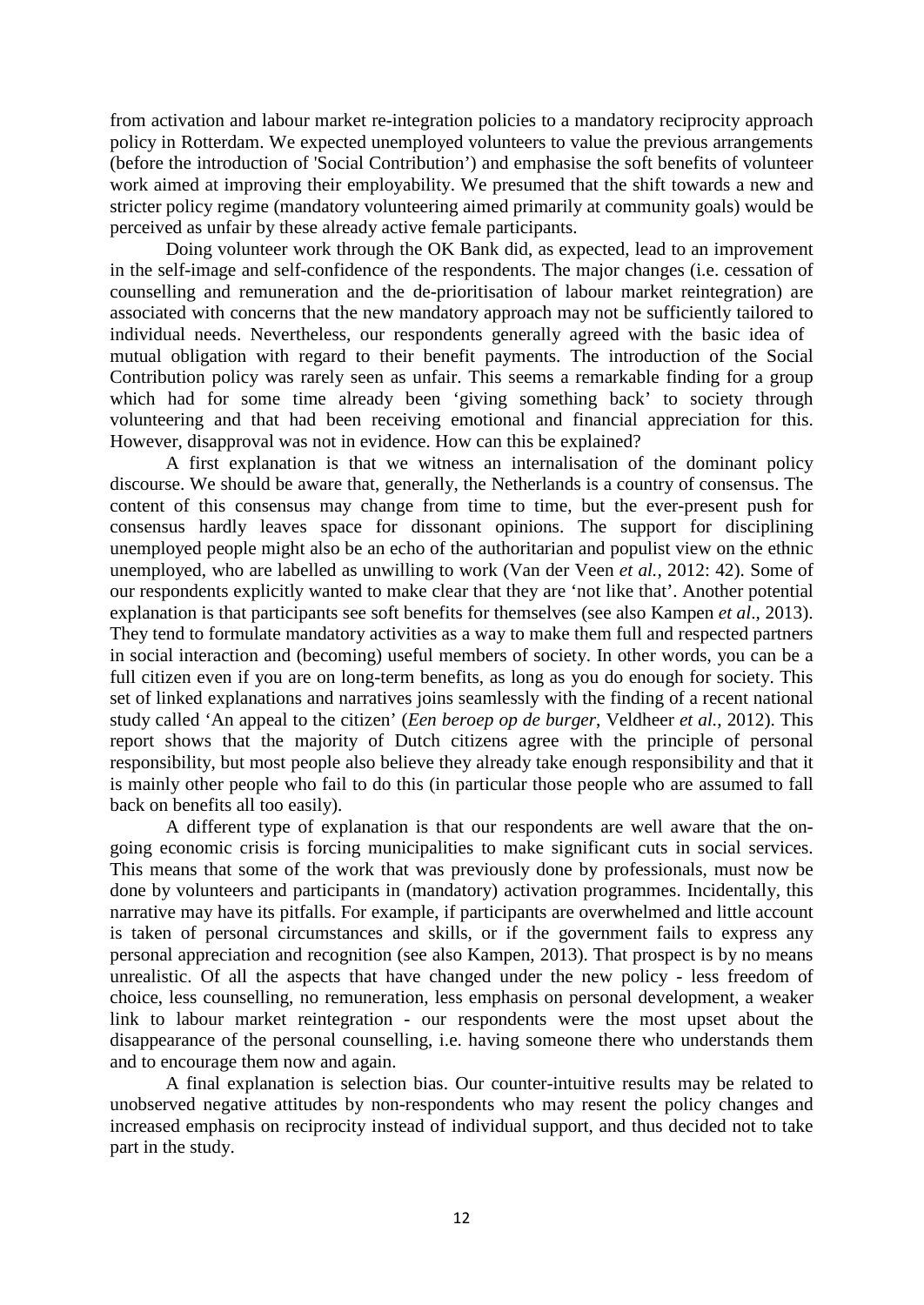from activation and labour market re-integration policies to a mandatory reciprocity approach policy in Rotterdam. We expected unemployed volunteers to value the previous arrangements (before the introduction of 'Social Contribution') and emphasise the soft benefits of volunteer work aimed at improving their employability. We presumed that the shift towards a new and stricter policy regime (mandatory volunteering aimed primarily at community goals) would be perceived as unfair by these already active female participants.

Doing volunteer work through the OK Bank did, as expected, lead to an improvement in the self-image and self-confidence of the respondents. The major changes (i.e. cessation of counselling and remuneration and the de-prioritisation of labour market reintegration) are associated with concerns that the new mandatory approach may not be sufficiently tailored to individual needs. Nevertheless, our respondents generally agreed with the basic idea of mutual obligation with regard to their benefit payments. The introduction of the Social Contribution policy was rarely seen as unfair. This seems a remarkable finding for a group which had for some time already been 'giving something back' to society through volunteering and that had been receiving emotional and financial appreciation for this. However, disapproval was not in evidence. How can this be explained?

A first explanation is that we witness an internalisation of the dominant policy discourse. We should be aware that, generally, the Netherlands is a country of consensus. The content of this consensus may change from time to time, but the ever-present push for consensus hardly leaves space for dissonant opinions. The support for disciplining unemployed people might also be an echo of the authoritarian and populist view on the ethnic unemployed, who are labelled as unwilling to work (Van der Veen *et al.*, 2012: 42). Some of our respondents explicitly wanted to make clear that they are 'not like that'. Another potential explanation is that participants see soft benefits for themselves (see also Kampen *et al*., 2013). They tend to formulate mandatory activities as a way to make them full and respected partners in social interaction and (becoming) useful members of society. In other words, you can be a full citizen even if you are on long-term benefits, as long as you do enough for society. This set of linked explanations and narratives joins seamlessly with the finding of a recent national study called 'An appeal to the citizen' (*Een beroep op de burger*, Veldheer *et al.*, 2012). This report shows that the majority of Dutch citizens agree with the principle of personal responsibility, but most people also believe they already take enough responsibility and that it is mainly other people who fail to do this (in particular those people who are assumed to fall back on benefits all too easily).

A different type of explanation is that our respondents are well aware that the on-going economic crisis is forcing municipalities to make significant cuts in social services. This means that some of the work that was previously done by professionals, must now be done by volunteers and participants in (mandatory) activation programmes. Incidentally, this narrative may have its pitfalls. For example, if participants are overwhelmed and little account is taken of personal circumstances and skills, or if the government fails to express any personal appreciation and recognition (see also Kampen, 2013). That prospect is by no means unrealistic. Of all the aspects that have changed under the new policy - less freedom of choice, less counselling, no remuneration, less emphasis on personal development, a weaker link to labour market reintegration - our respondents were the most upset about the disappearance of the personal counselling, i.e. having someone there who understands them and to encourage them now and again.

A final explanation is selection bias. Our counter-intuitive results may be related to unobserved negative attitudes by non-respondents who may resent the policy changes and increased emphasis on reciprocity instead of individual support, and thus decided not to take part in the study.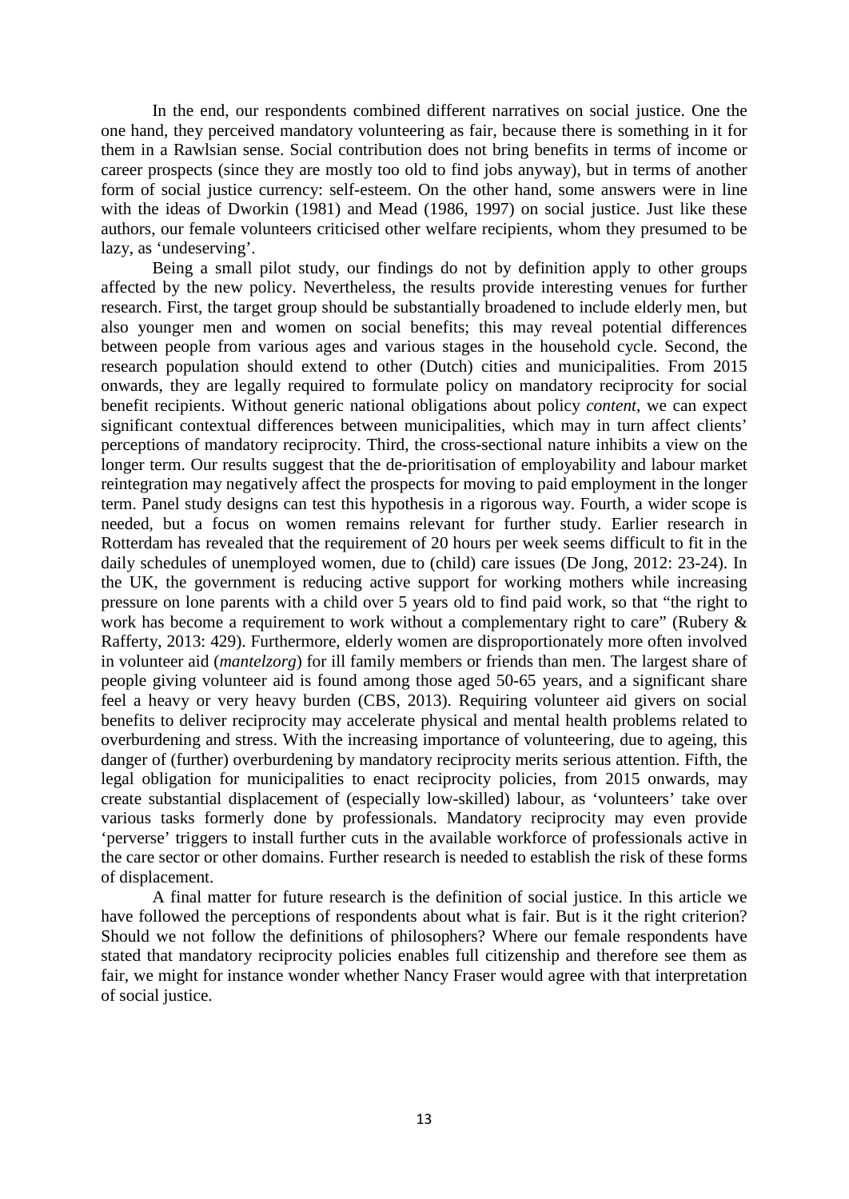In the end, our respondents combined different narratives on social justice. One the one hand, they perceived mandatory volunteering as fair, because there is something in it for them in a Rawlsian sense. Social contribution does not bring benefits in terms of income or career prospects (since they are mostly too old to find jobs anyway), but in terms of another form of social justice currency: self-esteem. On the other hand, some answers were in line with the ideas of Dworkin (1981) and Mead (1986, 1997) on social justice. Just like these authors, our female volunteers criticised other welfare recipients, whom they presumed to be lazy, as 'undeserving'.

Being a small pilot study, our findings do not by definition apply to other groups affected by the new policy. Nevertheless, the results provide interesting venues for further research. First, the target group should be substantially broadened to include elderly men, but also younger men and women on social benefits; this may reveal potential differences between people from various ages and various stages in the household cycle. Second, the research population should extend to other (Dutch) cities and municipalities. From 2015 onwards, they are legally required to formulate policy on mandatory reciprocity for social benefit recipients. Without generic national obligations about policy *content*, we can expect significant contextual differences between municipalities, which may in turn affect clients' perceptions of mandatory reciprocity. Third, the cross-sectional nature inhibits a view on the longer term. Our results suggest that the de-prioritisation of employability and labour market reintegration may negatively affect the prospects for moving to paid employment in the longer term. Panel study designs can test this hypothesis in a rigorous way. Fourth, a wider scope is needed, but a focus on women remains relevant for further study. Earlier research in Rotterdam has revealed that the requirement of 20 hours per week seems difficult to fit in the daily schedules of unemployed women, due to (child) care issues (De Jong, 2012: 23-24). In the UK, the government is reducing active support for working mothers while increasing pressure on lone parents with a child over 5 years old to find paid work, so that "the right to work has become a requirement to work without a complementary right to care" (Rubery & Rafferty, 2013: 429). Furthermore, elderly women are disproportionately more often involved in volunteer aid (*mantelzorg*) for ill family members or friends than men. The largest share of people giving volunteer aid is found among those aged 50-65 years, and a significant share feel a heavy or very heavy burden (CBS, 2013). Requiring volunteer aid givers on social benefits to deliver reciprocity may accelerate physical and mental health problems related to overburdening and stress. With the increasing importance of volunteering, due to ageing, this danger of (further) overburdening by mandatory reciprocity merits serious attention. Fifth, the legal obligation for municipalities to enact reciprocity policies, from 2015 onwards, may create substantial displacement of (especially low-skilled) labour, as 'volunteers' take over various tasks formerly done by professionals. Mandatory reciprocity may even provide 'perverse' triggers to install further cuts in the available workforce of professionals active in the care sector or other domains. Further research is needed to establish the risk of these forms of displacement.

A final matter for future research is the definition of social justice. In this article we have followed the perceptions of respondents about what is fair. But is it the right criterion? Should we not follow the definitions of philosophers? Where our female respondents have stated that mandatory reciprocity policies enables full citizenship and therefore see them as fair, we might for instance wonder whether Nancy Fraser would agree with that interpretation of social justice.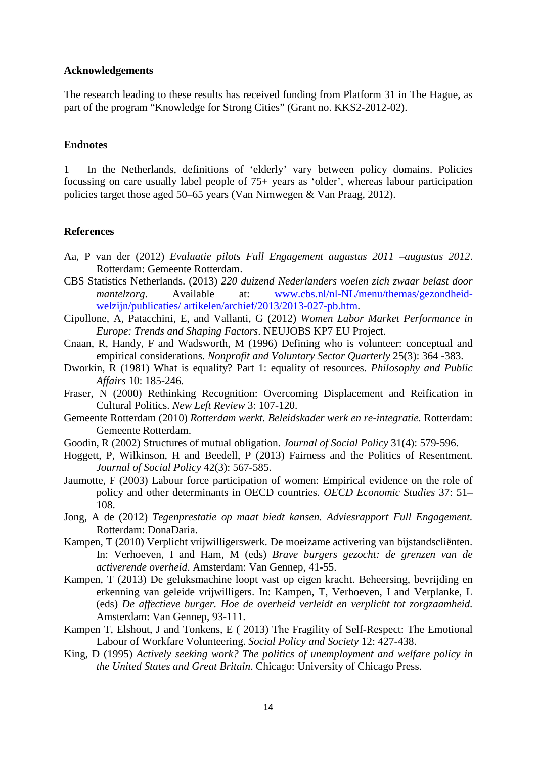## Acknowledgements

The research leading to these results has received funding from Platform 31 in The Hague, as part of the program "Knowledge for Strong Cities" (Grant no. KKS2-2012-02).

## Endnotes

1 In the Netherlands, definitions of 'elderly' vary between policy domains. Policies focussing on care usually label people of 75+ years as 'older', whereas labour participation policies target those aged 50–65 years (Van Nimwegen & Van Praag, 2012).

## References

Aa, P van der (2012) *Evaluatie pilots Full Engagement augustus 2011 –augustus 2012*. Rotterdam: Gemeente Rotterdam.

CBS Statistics Netherlands. (2013) *220 duizend Nederlanders voelen zich zwaar belast door mantelzorg*. Available at: [www.cbs.nl/nl-NL/menu/themas/gezondheid-welzijn/publicaties/ artikelen/archief/2013/2013-027-pb.htm](www.cbs.nl/nl-NL/menu/themas/gezondheid-welzijn/publicaties/artikelen/archief/2013/2013-027-pb.htm).

Cipollone, A, Patacchini, E, and Vallanti, G (2012) *Women Labor Market Performance in Europe: Trends and Shaping Factors*. NEUJOBS KP7 EU Project.

Cnaan, R, Handy, F and Wadsworth, M (1996) Defining who is volunteer: conceptual and empirical considerations. *Nonprofit and Voluntary Sector Quarterly* 25(3): 364 -383.

Dworkin, R (1981) What is equality? Part 1: equality of resources. *Philosophy and Public Affairs* 10: 185-246.

Fraser, N (2000) Rethinking Recognition: Overcoming Displacement and Reification in Cultural Politics. *New Left Review* 3: 107-120.

Gemeente Rotterdam (2010) *Rotterdam werkt. Beleidskader werk en re-integratie.* Rotterdam: Gemeente Rotterdam.

Goodin, R (2002) Structures of mutual obligation. *Journal of Social Policy* 31(4): 579-596.

Hoggett, P, Wilkinson, H and Beedell, P (2013) Fairness and the Politics of Resentment. *Journal of Social Policy* 42(3): 567-585.

Jaumotte, F (2003) Labour force participation of women: Empirical evidence on the role of policy and other determinants in OECD countries. *OECD Economic Studies* 37: 51–108.

Jong, A de (2012) *Tegenprestatie op maat biedt kansen. Adviesrapport Full Engagement.* Rotterdam: DonaDaria.

Kampen, T (2010) Verplicht vrijwilligerswerk. De moeizame activering van bijstandscliënten. In: Verhoeven, I and Ham, M (eds) *Brave burgers gezocht: de grenzen van de activerende overheid*. Amsterdam: Van Gennep, 41-55.

Kampen, T (2013) De geluksmachine loopt vast op eigen kracht. Beheersing, bevrijding en erkenning van geleide vrijwilligers. In: Kampen, T, Verhoeven, I and Verplanke, L (eds) *De affectieve burger. Hoe de overheid verleidt en verplicht tot zorgzaamheid.* Amsterdam: Van Gennep, 93-111.

Kampen T, Elshout, J and Tonkens, E ( 2013) The Fragility of Self-Respect: The Emotional Labour of Workfare Volunteering. *Social Policy and Society* 12: 427-438.

King, D (1995) *Actively seeking work? The politics of unemployment and welfare policy in the United States and Great Britain*. Chicago: University of Chicago Press.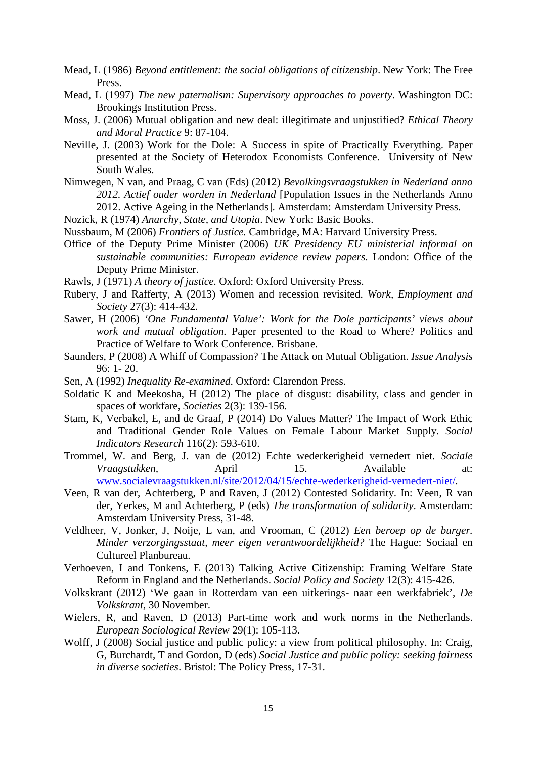Mead, L (1986) *Beyond entitlement: the social obligations of citizenship*. New York: The Free Press.

Mead, L (1997) *The new paternalism: Supervisory approaches to poverty*. Washington DC: Brookings Institution Press.

Moss, J. (2006) Mutual obligation and new deal: illegitimate and unjustified? *Ethical Theory and Moral Practice* 9: 87-104.

Neville, J. (2003) Work for the Dole: A Success in spite of Practically Everything. Paper presented at the Society of Heterodox Economists Conference. University of New South Wales.

Nimwegen, N van, and Praag, C van (Eds) (2012) *Bevolkingsvraagstukken in Nederland anno 2012. Actief ouder worden in Nederland* [Population Issues in the Netherlands Anno 2012. Active Ageing in the Netherlands]. Amsterdam: Amsterdam University Press.

Nozick, R (1974) *Anarchy, State, and Utopia*. New York: Basic Books.

Nussbaum, M (2006) *Frontiers of Justice.* Cambridge, MA: Harvard University Press.

Office of the Deputy Prime Minister (2006) *UK Presidency EU ministerial informal on sustainable communities: European evidence review papers*. London: Office of the Deputy Prime Minister.

Rawls, J (1971) *A theory of justice.* Oxford: Oxford University Press.

Rubery, J and Rafferty, A (2013) Women and recession revisited. *Work, Employment and Society* 27(3): 414-432.

Sawer, H (2006) *'One Fundamental Value': Work for the Dole participants' views about work and mutual obligation.* Paper presented to the Road to Where? Politics and Practice of Welfare to Work Conference. Brisbane.

Saunders, P (2008) A Whiff of Compassion? The Attack on Mutual Obligation. *Issue Analysis* 96: 1- 20.

Sen, A (1992) *Inequality Re-examined.* Oxford: Clarendon Press.

Soldatic K and Meekosha, H (2012) The place of disgust: disability, class and gender in spaces of workfare, *Societies* 2(3): 139-156.

Stam, K, Verbakel, E, and de Graaf, P (2014) Do Values Matter? The Impact of Work Ethic and Traditional Gender Role Values on Female Labour Market Supply. *Social Indicators Research* 116(2): 593-610.

Trommel, W. and Berg, J. van de (2012) Echte wederkerigheid vernedert niet. *Sociale Vraagstukken,* April 15. Available at: www.socialevraagstukken.nl/site/2012/04/15/echte-wederkerigheid-vernedert-niet/.

Veen, R van der, Achterberg, P and Raven, J (2012) Contested Solidarity. In: Veen, R van der, Yerkes, M and Achterberg, P (eds) *The transformation of solidarity*. Amsterdam: Amsterdam University Press, 31-48.

Veldheer, V, Jonker, J, Noije, L van, and Vrooman, C (2012) *Een beroep op de burger. Minder verzorgingsstaat, meer eigen verantwoordelijkheid?* The Hague: Sociaal en Cultureel Planbureau.

Verhoeven, I and Tonkens, E (2013) Talking Active Citizenship: Framing Welfare State Reform in England and the Netherlands. *Social Policy and Society* 12(3): 415-426.

Volkskrant (2012) 'We gaan in Rotterdam van een uitkerings- naar een werkfabriek', *De Volkskrant*, 30 November.

Wielers, R, and Raven, D (2013) Part-time work and work norms in the Netherlands. *European Sociological Review* 29(1): 105-113.

Wolff, J (2008) Social justice and public policy: a view from political philosophy. In: Craig, G, Burchardt, T and Gordon, D (eds) *Social Justice and public policy: seeking fairness in diverse societies*. Bristol: The Policy Press, 17-31.